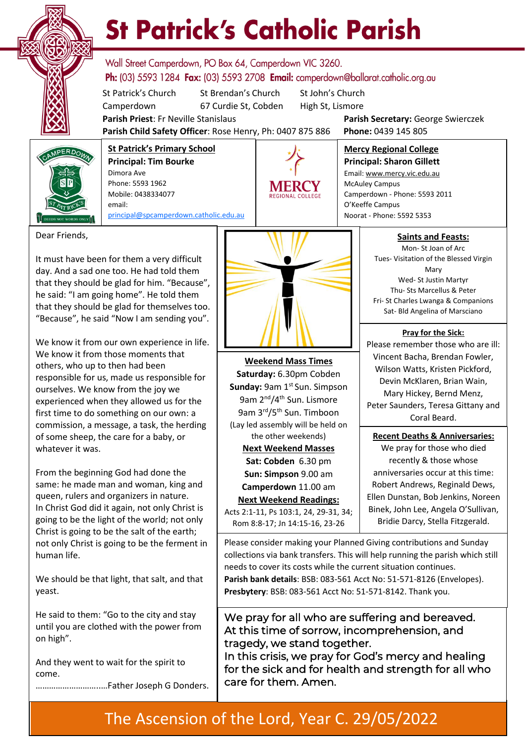# St Patrick's Catholic Parish

Wall Street Camperdown, PO Box 64, Camperdown VIC 3260.
**Ph:** (03) 5593 1284 **Fax:** (03) 5593 2708 **Email:** camperdown@ballarat.catholic.org.au

St Patrick's Church Camperdown | St Brendan's Church 67 Curdie St, Cobden | St John's Church High St, Lismore

**Parish Priest**: Fr Neville Stanislaus
**Parish Secretary:** George Swierczek
**Parish Child Safety Officer**: Rose Henry, Ph: 0407 875 886
**Phone:** 0439 145 805

**St Patrick's Primary School**
**Principal: Tim Bourke**
Dimora Ave
Phone: 5593 1962
Mobile: 0438334077
email:
principal@spcamperdown.catholic.edu.au

**Mercy Regional College**
**Principal: Sharon Gillett**
Email: www.mercy.vic.edu.au
McAuley Campus
Camperdown - Phone: 5593 2011
O'Keeffe Campus
Noorat - Phone: 5592 5353

Dear Friends,

It must have been for them a very difficult day. And a sad one too. He had told them that they should be glad for him. "Because", he said: "I am going home". He told them that they should be glad for themselves too. "Because", he said "Now I am sending you".

We know it from our own experience in life. We know it from those moments that others, who up to then had been responsible for us, made us responsible for ourselves. We know from the joy we experienced when they allowed us for the first time to do something on our own: a commission, a message, a task, the herding of some sheep, the care for a baby, or whatever it was.

From the beginning God had done the same: he made man and woman, king and queen, rulers and organizers in nature. In Christ God did it again, not only Christ is going to be the light of the world; not only Christ is going to be the salt of the earth; not only Christ is going to be the ferment in human life.

We should be that light, that salt, and that yeast.

He said to them: "Go to the city and stay until you are clothed with the power from on high".

And they went to wait for the spirit to come.

…………………………Father Joseph G Donders.

**Weekend Mass Times**
**Saturday:** 6.30pm Cobden
**Sunday:** 9am 1st Sun. Simpson
9am 2nd/4th Sun. Lismore
9am 3rd/5th Sun. Timboon
(Lay led assembly will be held on the other weekends)

**Next Weekend Masses**
**Sat: Cobden** 6.30 pm
**Sun: Simpson** 9.00 am
**Camperdown** 11.00 am

**Next Weekend Readings:**
Acts 2:1-11, Ps 103:1, 24, 29-31, 34; Rom 8:8-17; Jn 14:15-16, 23-26

**Saints and Feasts:**
Mon- St Joan of Arc
Tues- Visitation of the Blessed Virgin Mary
Wed- St Justin Martyr
Thu- Sts Marcellus & Peter
Fri- St Charles Lwanga & Companions
Sat- Bld Angelina of Marsciano

**Pray for the Sick:**
Please remember those who are ill: Vincent Bacha, Brendan Fowler, Wilson Watts, Kristen Pickford, Devin McKlaren, Brian Wain, Mary Hickey, Bernd Menz, Peter Saunders, Teresa Gittany and Coral Beard.

**Recent Deaths & Anniversaries:**
We pray for those who died recently & those whose anniversaries occur at this time: Robert Andrews, Reginald Dews, Ellen Dunstan, Bob Jenkins, Noreen Binek, John Lee, Angela O'Sullivan, Bridie Darcy, Stella Fitzgerald.

Please consider making your Planned Giving contributions and Sunday collections via bank transfers. This will help running the parish which still needs to cover its costs while the current situation continues.
**Parish bank details**: BSB: 083-561 Acct No: 51-571-8126 (Envelopes).
**Presbytery**: BSB: 083-561 Acct No: 51-571-8142. Thank you.

We pray for all who are suffering and bereaved. At this time of sorrow, incomprehension, and tragedy, we stand together.
In this crisis, we pray for God's mercy and healing for the sick and for health and strength for all who care for them. Amen.

## The Ascension of the Lord, Year C. 29/05/2022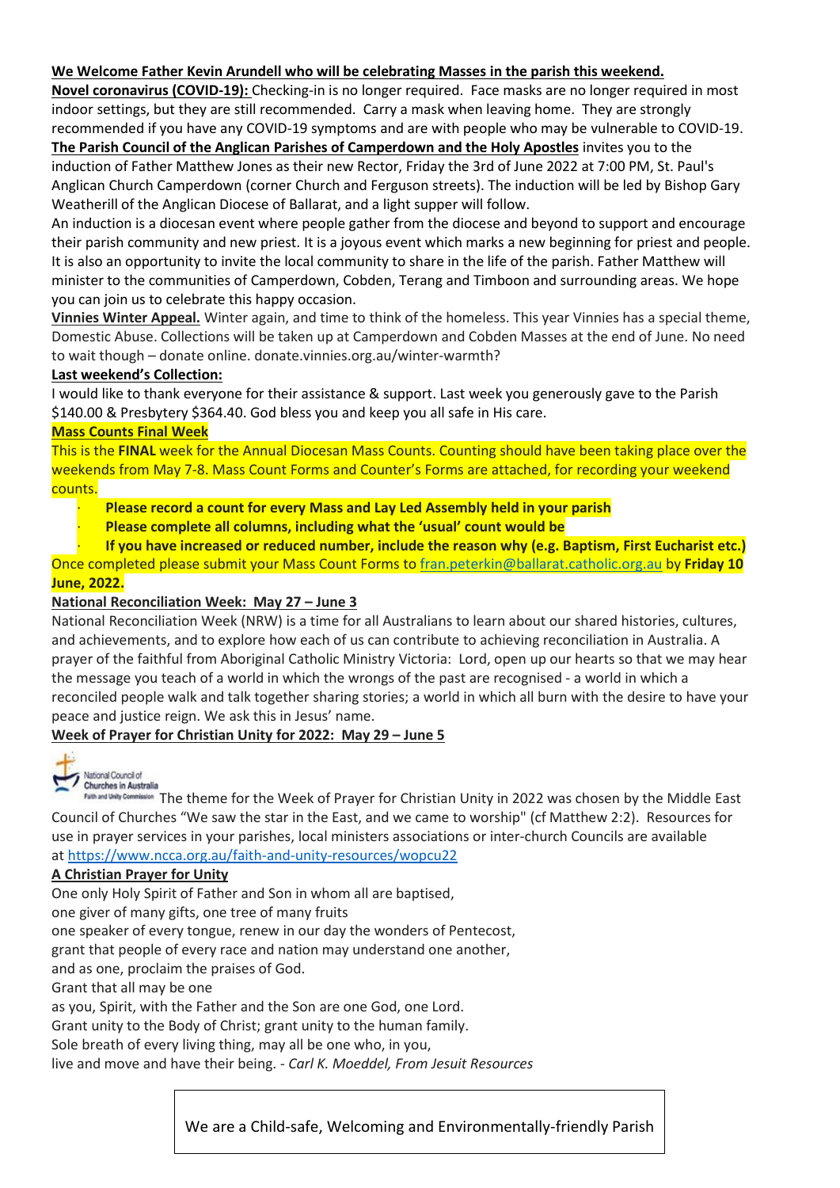**We Welcome Father Kevin Arundell who will be celebrating Masses in the parish this weekend.**

**Novel coronavirus (COVID-19):** Checking-in is no longer required. Face masks are no longer required in most indoor settings, but they are still recommended. Carry a mask when leaving home. They are strongly recommended if you have any COVID-19 symptoms and are with people who may be vulnerable to COVID-19.

**The Parish Council of the Anglican Parishes of Camperdown and the Holy Apostles** invites you to the induction of Father Matthew Jones as their new Rector, Friday the 3rd of June 2022 at 7:00 PM, St. Paul's Anglican Church Camperdown (corner Church and Ferguson streets). The induction will be led by Bishop Gary Weatherill of the Anglican Diocese of Ballarat, and a light supper will follow.

An induction is a diocesan event where people gather from the diocese and beyond to support and encourage their parish community and new priest. It is a joyous event which marks a new beginning for priest and people. It is also an opportunity to invite the local community to share in the life of the parish. Father Matthew will minister to the communities of Camperdown, Cobden, Terang and Timboon and surrounding areas. We hope you can join us to celebrate this happy occasion.

**Vinnies Winter Appeal.** Winter again, and time to think of the homeless. This year Vinnies has a special theme, Domestic Abuse. Collections will be taken up at Camperdown and Cobden Masses at the end of June. No need to wait though – donate online. donate.vinnies.org.au/winter-warmth?

**Last weekend's Collection:**

I would like to thank everyone for their assistance & support. Last week you generously gave to the Parish $140.00 & Presbytery $364.40. God bless you and keep you all safe in His care.

**Mass Counts Final Week**

This is the **FINAL** week for the Annual Diocesan Mass Counts. Counting should have been taking place over the weekends from May 7-8. Mass Count Forms and Counter's Forms are attached, for recording your weekend counts.

- **Please record a count for every Mass and Lay Led Assembly held in your parish**
- **Please complete all columns, including what the 'usual' count would be**
- **If you have increased or reduced number, include the reason why (e.g. Baptism, First Eucharist etc.)**

Once completed please submit your Mass Count Forms to fran.peterkin@ballarat.catholic.org.au by **Friday 10 June, 2022.**

**National Reconciliation Week: May 27 – June 3**

National Reconciliation Week (NRW) is a time for all Australians to learn about our shared histories, cultures, and achievements, and to explore how each of us can contribute to achieving reconciliation in Australia. A prayer of the faithful from Aboriginal Catholic Ministry Victoria: Lord, open up our hearts so that we may hear the message you teach of a world in which the wrongs of the past are recognised - a world in which a reconciled people walk and talk together sharing stories; a world in which all burn with the desire to have your peace and justice reign. We ask this in Jesus' name.

**Week of Prayer for Christian Unity for 2022: May 29 – June 5**

National Council of Churches in Australia
Faith and Unity Commission

The theme for the Week of Prayer for Christian Unity in 2022 was chosen by the Middle East Council of Churches "We saw the star in the East, and we came to worship" (cf Matthew 2:2). Resources for use in prayer services in your parishes, local ministers associations or inter-church Councils are available at https://www.ncca.org.au/faith-and-unity-resources/wopcu22

**A Christian Prayer for Unity**

One only Holy Spirit of Father and Son in whom all are baptised,
one giver of many gifts, one tree of many fruits
one speaker of every tongue, renew in our day the wonders of Pentecost,
grant that people of every race and nation may understand one another,
and as one, proclaim the praises of God.
Grant that all may be one
as you, Spirit, with the Father and the Son are one God, one Lord.
Grant unity to the Body of Christ; grant unity to the human family.
Sole breath of every living thing, may all be one who, in you,
live and move and have their being. - *Carl K. Moeddel, From Jesuit Resources*

We are a Child-safe, Welcoming and Environmentally-friendly Parish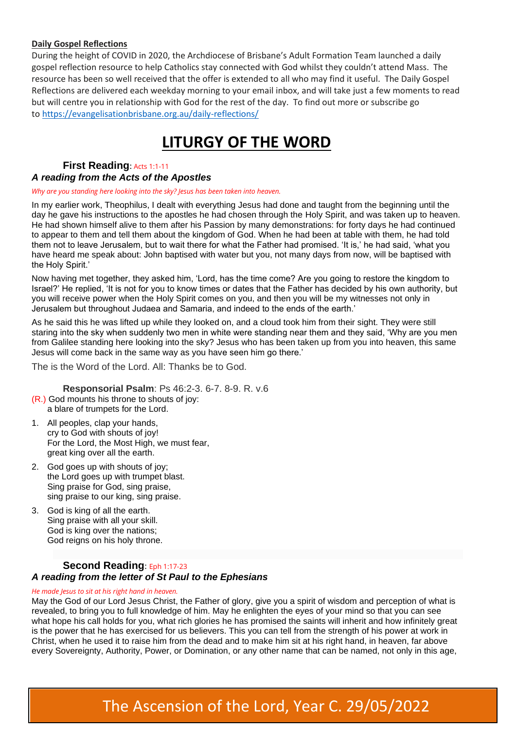**Daily Gospel Reflections**

During the height of COVID in 2020, the Archdiocese of Brisbane's Adult Formation Team launched a daily gospel reflection resource to help Catholics stay connected with God whilst they couldn't attend Mass. The resource has been so well received that the offer is extended to all who may find it useful. The Daily Gospel Reflections are delivered each weekday morning to your email inbox, and will take just a few moments to read but will centre you in relationship with God for the rest of the day. To find out more or subscribe go to https://evangelisationbrisbane.org.au/daily-reflections/

# LITURGY OF THE WORD

### First Reading: Acts 1:1-11

***A reading from the Acts of the Apostles***

*Why are you standing here looking into the sky? Jesus has been taken into heaven.*

In my earlier work, Theophilus, I dealt with everything Jesus had done and taught from the beginning until the day he gave his instructions to the apostles he had chosen through the Holy Spirit, and was taken up to heaven. He had shown himself alive to them after his Passion by many demonstrations: for forty days he had continued to appear to them and tell them about the kingdom of God. When he had been at table with them, he had told them not to leave Jerusalem, but to wait there for what the Father had promised. 'It is,' he had said, 'what you have heard me speak about: John baptised with water but you, not many days from now, will be baptised with the Holy Spirit.'

Now having met together, they asked him, 'Lord, has the time come? Are you going to restore the kingdom to Israel?' He replied, 'It is not for you to know times or dates that the Father has decided by his own authority, but you will receive power when the Holy Spirit comes on you, and then you will be my witnesses not only in Jerusalem but throughout Judaea and Samaria, and indeed to the ends of the earth.'

As he said this he was lifted up while they looked on, and a cloud took him from their sight. They were still staring into the sky when suddenly two men in white were standing near them and they said, 'Why are you men from Galilee standing here looking into the sky? Jesus who has been taken up from you into heaven, this same Jesus will come back in the same way as you have seen him go there.'

The is the Word of the Lord. All: Thanks be to God.

### Responsorial Psalm: Ps 46:2-3. 6-7. 8-9. R. v.6

(R.) God mounts his throne to shouts of joy:
a blare of trumpets for the Lord.

1. All peoples, clap your hands,
   cry to God with shouts of joy!
   For the Lord, the Most High, we must fear,
   great king over all the earth.
2. God goes up with shouts of joy;
   the Lord goes up with trumpet blast.
   Sing praise for God, sing praise,
   sing praise to our king, sing praise.
3. God is king of all the earth.
   Sing praise with all your skill.
   God is king over the nations;
   God reigns on his holy throne.

### Second Reading: Eph 1:17-23

***A reading from the letter of St Paul to the Ephesians***

*He made Jesus to sit at his right hand in heaven.*

May the God of our Lord Jesus Christ, the Father of glory, give you a spirit of wisdom and perception of what is revealed, to bring you to full knowledge of him. May he enlighten the eyes of your mind so that you can see what hope his call holds for you, what rich glories he has promised the saints will inherit and how infinitely great is the power that he has exercised for us believers. This you can tell from the strength of his power at work in Christ, when he used it to raise him from the dead and to make him sit at his right hand, in heaven, far above every Sovereignty, Authority, Power, or Domination, or any other name that can be named, not only in this age,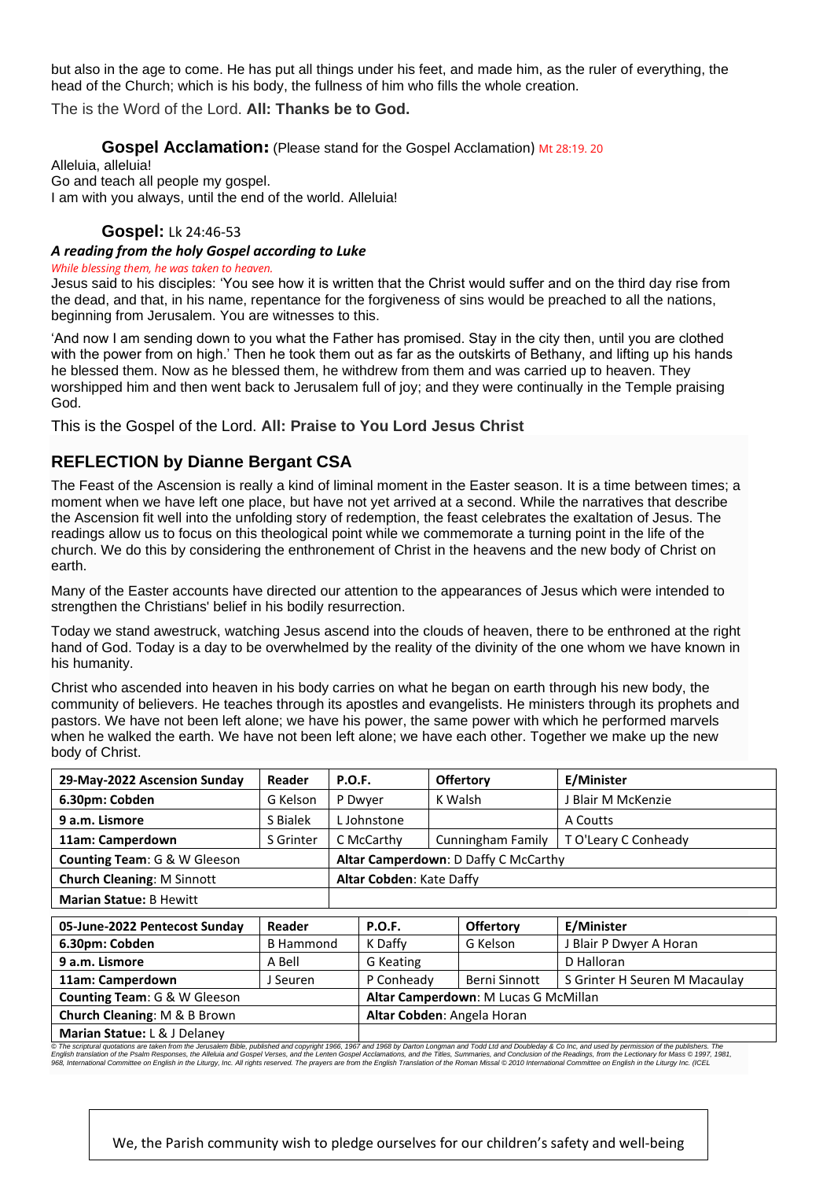but also in the age to come. He has put all things under his feet, and made him, as the ruler of everything, the head of the Church; which is his body, the fullness of him who fills the whole creation.

The is the Word of the Lord. **All: Thanks be to God.**

### Gospel Acclamation: (Please stand for the Gospel Acclamation) Mt 28:19. 20

Alleluia, alleluia!
Go and teach all people my gospel.
I am with you always, until the end of the world. Alleluia!

### Gospel: Lk 24:46-53

***A reading from the holy Gospel according to Luke***

*While blessing them, he was taken to heaven.*

Jesus said to his disciples: 'You see how it is written that the Christ would suffer and on the third day rise from the dead, and that, in his name, repentance for the forgiveness of sins would be preached to all the nations, beginning from Jerusalem. You are witnesses to this.

'And now I am sending down to you what the Father has promised. Stay in the city then, until you are clothed with the power from on high.' Then he took them out as far as the outskirts of Bethany, and lifting up his hands he blessed them. Now as he blessed them, he withdrew from them and was carried up to heaven. They worshipped him and then went back to Jerusalem full of joy; and they were continually in the Temple praising God.

This is the Gospel of the Lord. **All: Praise to You Lord Jesus Christ**

## REFLECTION by Dianne Bergant CSA

The Feast of the Ascension is really a kind of liminal moment in the Easter season. It is a time between times; a moment when we have left one place, but have not yet arrived at a second. While the narratives that describe the Ascension fit well into the unfolding story of redemption, the feast celebrates the exaltation of Jesus. The readings allow us to focus on this theological point while we commemorate a turning point in the life of the church. We do this by considering the enthronement of Christ in the heavens and the new body of Christ on earth.

Many of the Easter accounts have directed our attention to the appearances of Jesus which were intended to strengthen the Christians' belief in his bodily resurrection.

Today we stand awestruck, watching Jesus ascend into the clouds of heaven, there to be enthroned at the right hand of God. Today is a day to be overwhelmed by the reality of the divinity of the one whom we have known in his humanity.

Christ who ascended into heaven in his body carries on what he began on earth through his new body, the community of believers. He teaches through its apostles and evangelists. He ministers through its prophets and pastors. We have not been left alone; we have his power, the same power with which he performed marvels when he walked the earth. We have not been left alone; we have each other. Together we make up the new body of Christ.

| **29-May-2022 Ascension Sunday** | **Reader** | **P.O.F.** | **Offertory** | **E/Minister** |
|---|---|---|---|---|
| **6.30pm: Cobden** | G Kelson | P Dwyer | K Walsh | J Blair M McKenzie |
| **9 a.m. Lismore** | S Bialek | L Johnstone | | A Coutts |
| **11am: Camperdown** | S Grinter | C McCarthy | Cunningham Family | T O'Leary C Conheady |
| **Counting Team**: G & W Gleeson | | **Altar Camperdown**: D Daffy C McCarthy | | |
| **Church Cleaning**: M Sinnott | | **Altar Cobden**: Kate Daffy | | |
| **Marian Statue:** B Hewitt | | | | |

| **05-June-2022 Pentecost Sunday** | **Reader** | **P.O.F.** | **Offertory** | **E/Minister** |
|---|---|---|---|---|
| **6.30pm: Cobden** | B Hammond | K Daffy | G Kelson | J Blair P Dwyer A Horan |
| **9 a.m. Lismore** | A Bell | G Keating | | D Halloran |
| **11am: Camperdown** | J Seuren | P Conheady | Berni Sinnott | S Grinter H Seuren M Macaulay |
| **Counting Team**: G & W Gleeson | | **Altar Camperdown**: M Lucas G McMillan | | |
| **Church Cleaning**: M & B Brown | | **Altar Cobden**: Angela Horan | | |
| **Marian Statue:** L & J Delaney | | | | |

*© The scriptural quotations are taken from the Jerusalem Bible, published and copyright 1966, 1967 and 1968 by Darton Longman and Todd Ltd and Doubleday & Co Inc, and used by permission of the publishers. The English translation of the Psalm Responses, the Alleluia and Gospel Verses, and the Lenten Gospel Acclamations, and the Titles, Summaries, and Conclusion of the Readings, from the Lectionary for Mass © 1997, 1981, 968, International Committee on English in the Liturgy, Inc. All rights reserved. The prayers are from the English Translation of the Roman Missal © 2010 International Committee on English in the Liturgy Inc. (ICEL*

We, the Parish community wish to pledge ourselves for our children's safety and well-being